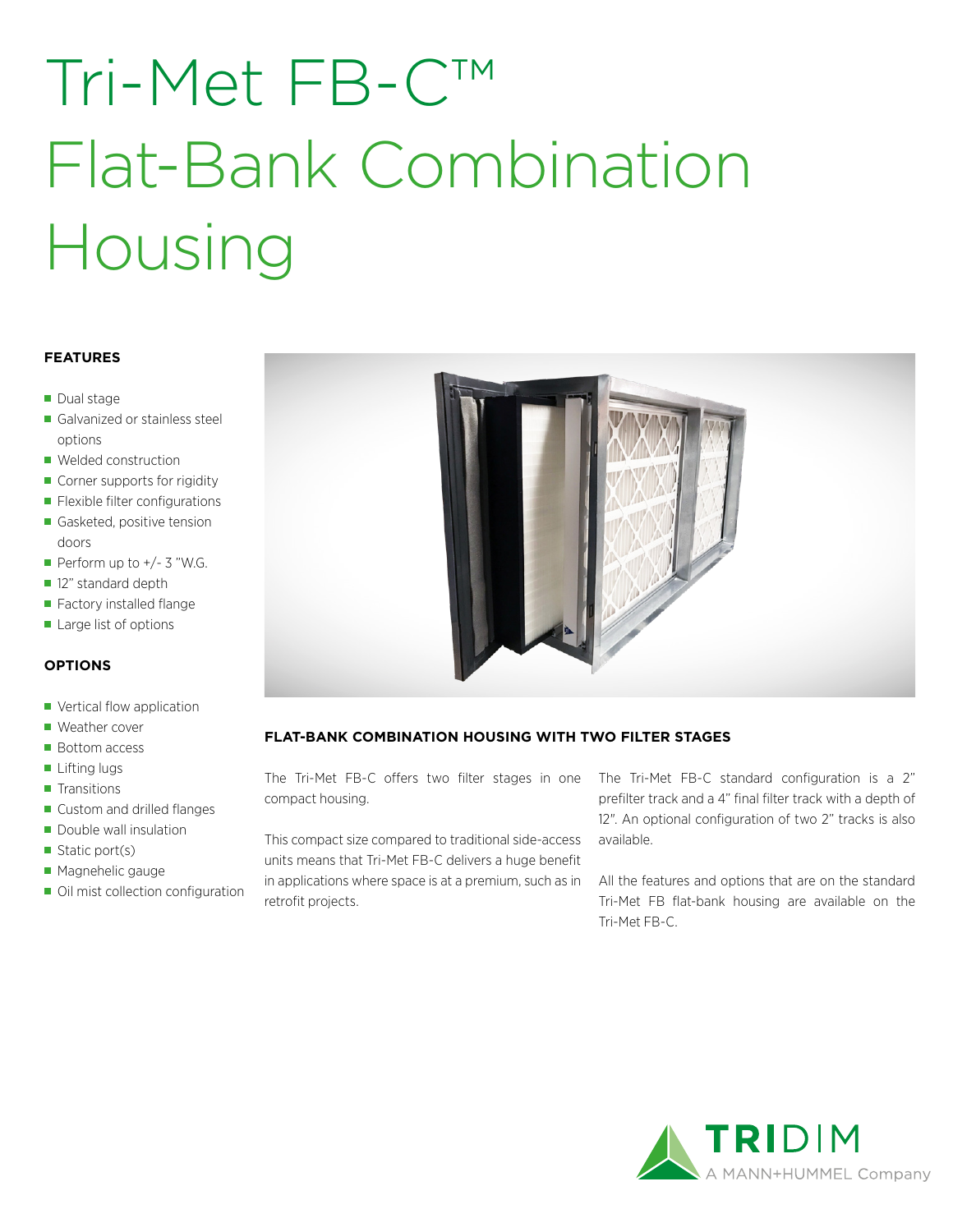# Tri-Met FB-C™ Flat-Bank Combination Housing

### FEATURES

- Dual stage
- Galvanized or stainless steel options
- Welded construction
- Corner supports for rigidity
- Flexible filter configurations
- Gasketed, positive tension doors
- Perform up to +/- 3 "W.G.
- 12" standard depth
- Factory installed flange
- Large list of options

### OPTIONS

- Vertical flow application
- Weather cover
- Bottom access
- Lifting lugs
- Transitions
- Custom and drilled flanges
- Double wall insulation
- Static port(s)
- Magnehelic gauge
- Oil mist collection configuration

### FLAT-BANK COMBINATION HOUSING WITH TWO FILTER STAGES

The Tri-Met FB-C offers two filter stages in one compact housing.

This compact size compared to traditional side-access units means that Tri-Met FB-C delivers a huge benefit in applications where space is at a premium, such as in retrofit projects.

The Tri-Met FB-C standard configuration is a 2" prefilter track and a 4" final filter track with a depth of 12". An optional configuration of two 2" tracks is also available.

All the features and options that are on the standard Tri-Met FB flat-bank housing are available on the Tri-Met FB-C.

TRIDIM
A MANN+HUMMEL Company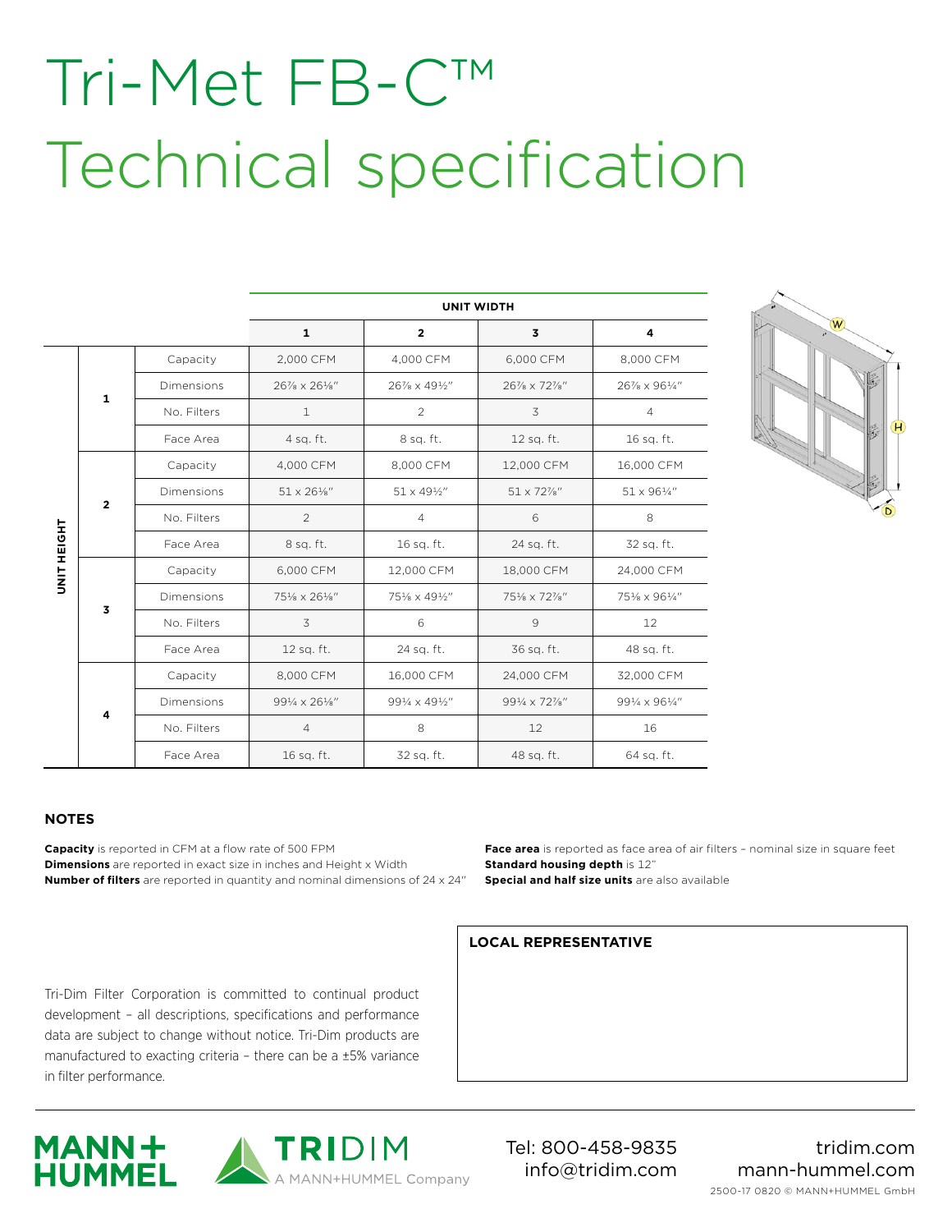# Tri-Met FB-C™ Technical specification

| | | | UNIT WIDTH | | | |
|---|---|---|---|---|---|---|
| | | | 1 | 2 | 3 | 4 |
| UNIT HEIGHT | 1 | Capacity | 2,000 CFM | 4,000 CFM | 6,000 CFM | 8,000 CFM |
| | | Dimensions | 26⅞ x 26⅛" | 26⅞ x 49½" | 26⅞ x 72⅞" | 26⅞ x 96¼" |
| | | No. Filters | 1 | 2 | 3 | 4 |
| | | Face Area | 4 sq. ft. | 8 sq. ft. | 12 sq. ft. | 16 sq. ft. |
| | 2 | Capacity | 4,000 CFM | 8,000 CFM | 12,000 CFM | 16,000 CFM |
| | | Dimensions | 51 x 26⅛" | 51 x 49½" | 51 x 72⅞" | 51 x 96¼" |
| | | No. Filters | 2 | 4 | 6 | 8 |
| | | Face Area | 8 sq. ft. | 16 sq. ft. | 24 sq. ft. | 32 sq. ft. |
| | 3 | Capacity | 6,000 CFM | 12,000 CFM | 18,000 CFM | 24,000 CFM |
| | | Dimensions | 75⅛ x 26⅛" | 75⅛ x 49½" | 75⅛ x 72⅞" | 75⅛ x 96¼" |
| | | No. Filters | 3 | 6 | 9 | 12 |
| | | Face Area | 12 sq. ft. | 24 sq. ft. | 36 sq. ft. | 48 sq. ft. |
| | 4 | Capacity | 8,000 CFM | 16,000 CFM | 24,000 CFM | 32,000 CFM |
| | | Dimensions | 99¼ x 26⅛" | 99¼ x 49½" | 99¼ x 72⅞" | 99¼ x 96¼" |
| | | No. Filters | 4 | 8 | 12 | 16 |
| | | Face Area | 16 sq. ft. | 32 sq. ft. | 48 sq. ft. | 64 sq. ft. |

W

H

D

## NOTES

**Capacity** is reported in CFM at a flow rate of 500 FPM
**Dimensions** are reported in exact size in inches and Height x Width
**Number of filters** are reported in quantity and nominal dimensions of 24 x 24"

**Face area** is reported as face area of air filters – nominal size in square feet
**Standard housing depth** is 12"
**Special and half size units** are also available

Tri-Dim Filter Corporation is committed to continual product development – all descriptions, specifications and performance data are subject to change without notice. Tri-Dim products are manufactured to exacting criteria – there can be a ±5% variance in filter performance.

**LOCAL REPRESENTATIVE**

MANN+HUMMEL

TRIDIM A MANN+HUMMEL Company

Tel: 800-458-9835
info@tridim.com

tridim.com
mann-hummel.com

2500-17 0820 © MANN+HUMMEL GmbH